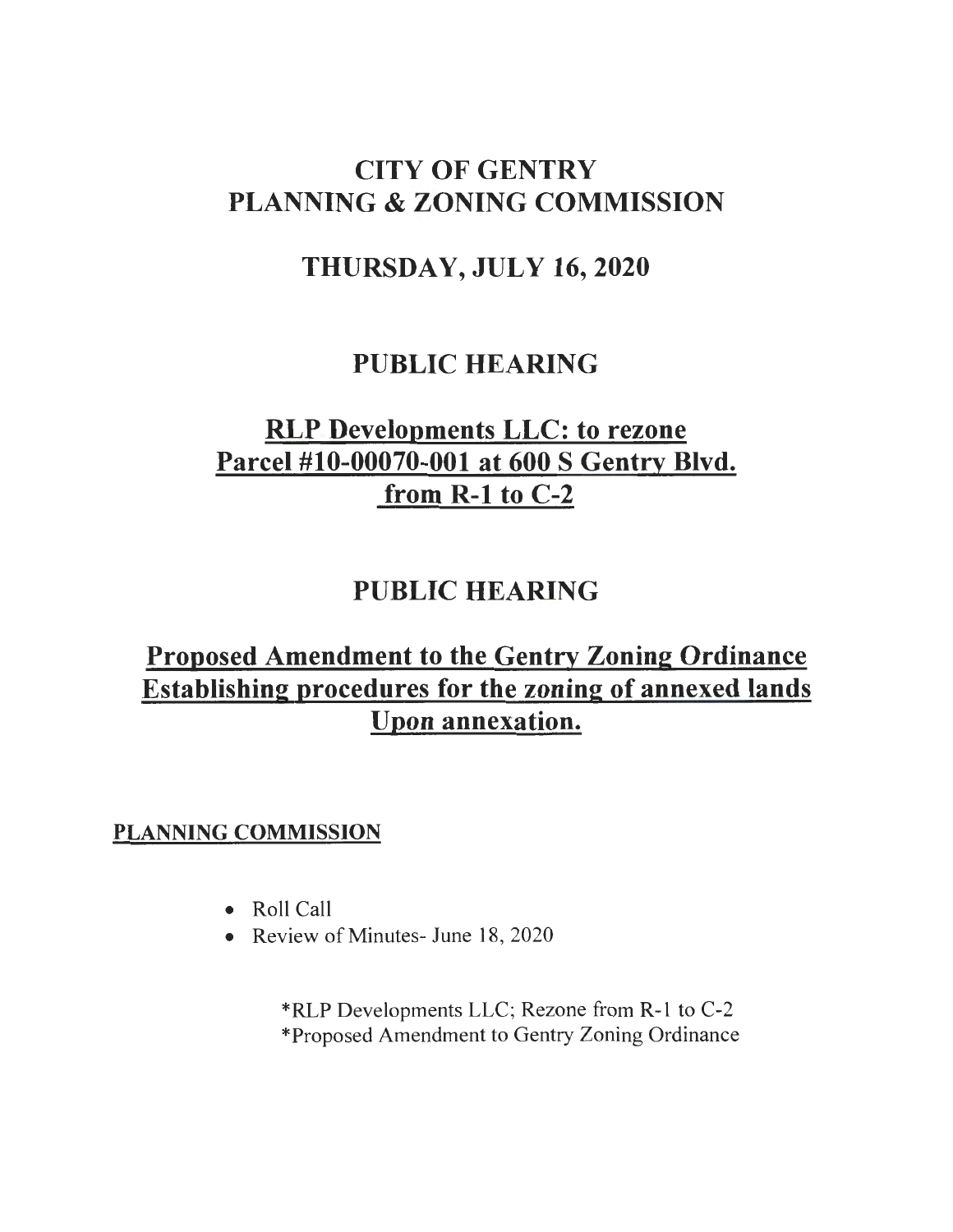# CITY OF GENTRY
# PLANNING & ZONING COMMISSION

## THURSDAY, JULY 16, 2020

## PUBLIC HEARING

## RLP Developments LLC: to rezone Parcel #10-00070-001 at 600 S Gentry Blvd. from R-1 to C-2

## PUBLIC HEARING

## Proposed Amendment to the Gentry Zoning Ordinance Establishing procedures for the zoning of annexed lands Upon annexation.

**PLANNING COMMISSION**

- Roll Call
- Review of Minutes- June 18, 2020

  *RLP Developments LLC; Rezone from R-1 to C-2
  *Proposed Amendment to Gentry Zoning Ordinance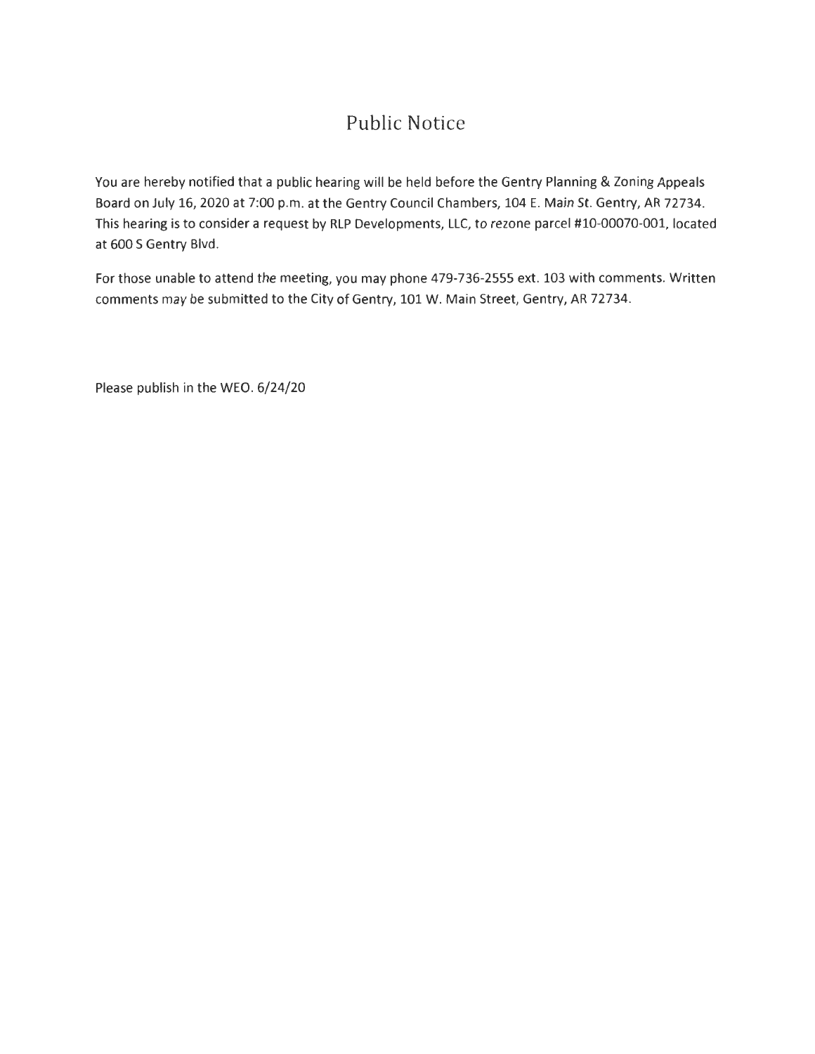# Public Notice

You are hereby notified that a public hearing will be held before the Gentry Planning & Zoning Appeals Board on July 16, 2020 at 7:00 p.m. at the Gentry Council Chambers, 104 E. Main St. Gentry, AR 72734. This hearing is to consider a request by RLP Developments, LLC, to rezone parcel #10-00070-001, located at 600 S Gentry Blvd.

For those unable to attend the meeting, you may phone 479-736-2555 ext. 103 with comments. Written comments may be submitted to the City of Gentry, 101 W. Main Street, Gentry, AR 72734.

Please publish in the WEO. 6/24/20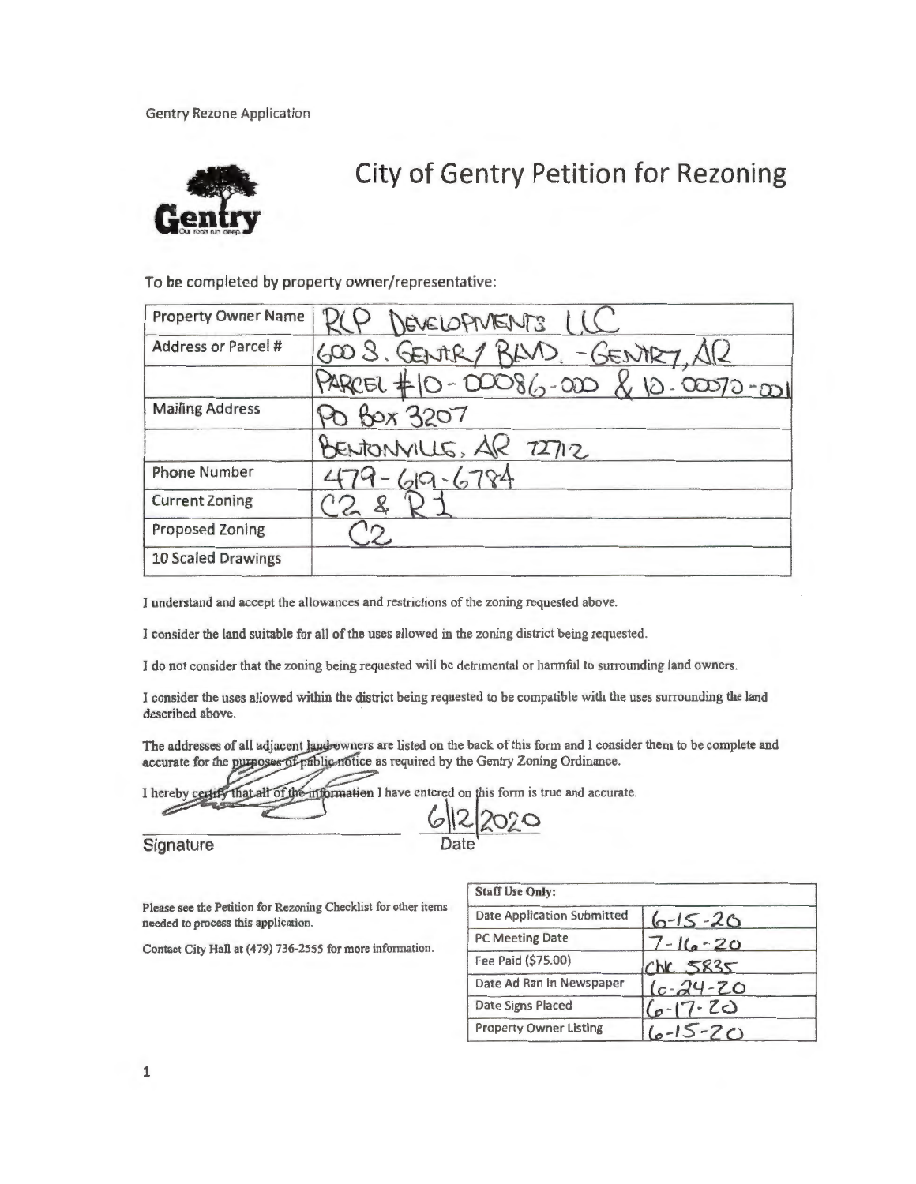Gentry Rezone Application

# City of Gentry Petition for Rezoning

To be completed by property owner/representative:

| Property Owner Name | RLP DEVELOPMENTS LLC |
|---|---|
| Address or Parcel # | 600 S. GENTRY BLVD. - GENTRY, AR |
| | PARCEL #10-00086-000 & 10-00070-001 |
| Mailing Address | PO BOX 3207 |
| | BENTONVILLE, AR 72712 |
| Phone Number | 479-619-6784 |
| Current Zoning | C2 & R1 |
| Proposed Zoning | C2 |
| 10 Scaled Drawings | |

I understand and accept the allowances and restrictions of the zoning requested above.

I consider the land suitable for all of the uses allowed in the zoning district being requested.

I do not consider that the zoning being requested will be detrimental or harmful to surrounding land owners.

I consider the uses allowed within the district being requested to be compatible with the uses surrounding the land described above.

The addresses of all adjacent land owners are listed on the back of this form and I consider them to be complete and accurate for the purposes of public notice as required by the Gentry Zoning Ordinance.

I hereby certify that all of the information I have entered on this form is true and accurate.

Signature ____________________ Date 6/12/2020

Please see the Petition for Rezoning Checklist for other items needed to process this application.

Contact City Hall at (479) 736-2555 for more information.

| Staff Use Only: | |
|---|---|
| Date Application Submitted | 6-15-20 |
| PC Meeting Date | 7-16-20 |
| Fee Paid ($75.00) | Chk 5835 |
| Date Ad Ran in Newspaper | 6-24-20 |
| Date Signs Placed | 6-17-20 |
| Property Owner Listing | 6-15-20 |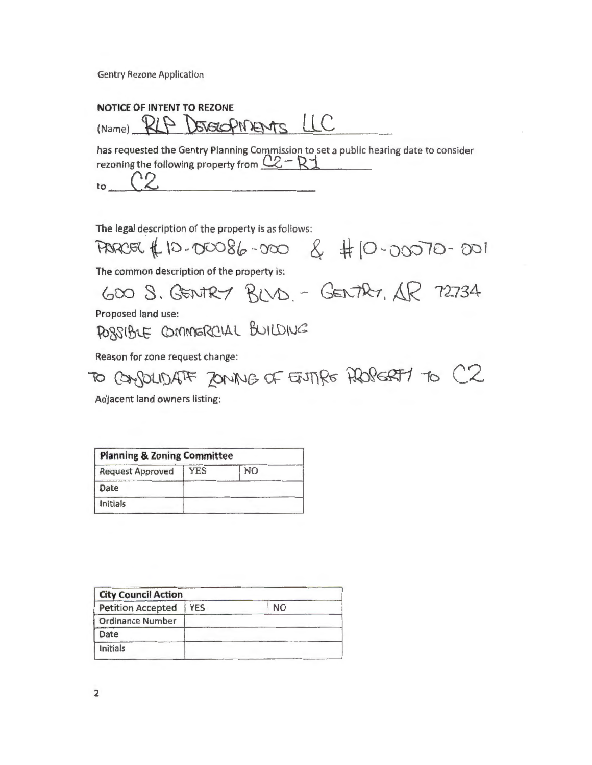Gentry Rezone Application

**NOTICE OF INTENT TO REZONE**

(Name) RLP DEVELOPMENTS LLC

has requested the Gentry Planning Commission to set a public hearing date to consider rezoning the following property from C2 - R1

to C2

The legal description of the property is as follows:

PARCEL #10-00086-000 & #10-00070-001

The common description of the property is:

600 S. GENTRY BLVD. - GENTRY, AR 72734

Proposed land use:

POSSIBLE COMMERCIAL BUILDING

Reason for zone request change:

TO CONSOLIDATE ZONING OF ENTIRE PROPERTY TO C2

Adjacent land owners listing:

| Planning & Zoning Committee | | |
|---|---|---|
| Request Approved | YES | NO |
| Date | | |
| Initials | | |

| City Council Action | | |
|---|---|---|
| Petition Accepted | YES | NO |
| Ordinance Number | | |
| Date | | |
| Initials | | |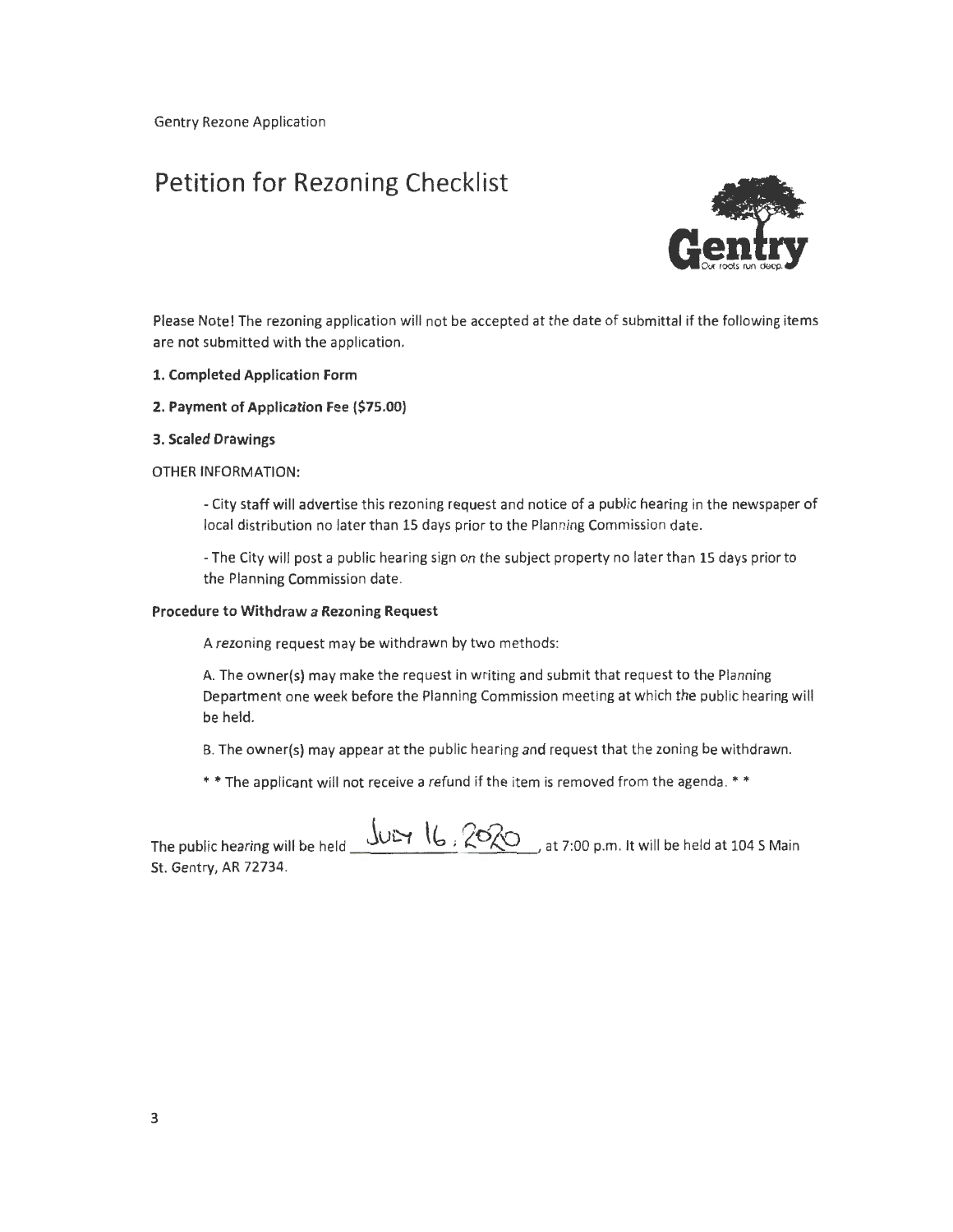Gentry Rezone Application

# Petition for Rezoning Checklist

Gentry
Our roots run deep.

Please Note! The rezoning application will not be accepted at the date of submittal if the following items are not submitted with the application.

**1. Completed Application Form**

**2. Payment of Application Fee ($75.00)**

**3. Scaled Drawings**

OTHER INFORMATION:

- City staff will advertise this rezoning request and notice of a public hearing in the newspaper of local distribution no later than 15 days prior to the Planning Commission date.

- The City will post a public hearing sign on the subject property no later than 15 days prior to the Planning Commission date.

**Procedure to Withdraw a Rezoning Request**

A rezoning request may be withdrawn by two methods:

A. The owner(s) may make the request in writing and submit that request to the Planning Department one week before the Planning Commission meeting at which the public hearing will be held.

B. The owner(s) may appear at the public hearing and request that the zoning be withdrawn.

* * The applicant will not receive a refund if the item is removed from the agenda. * *

The public hearing will be held July 16, 2020, at 7:00 p.m. It will be held at 104 S Main St. Gentry, AR 72734.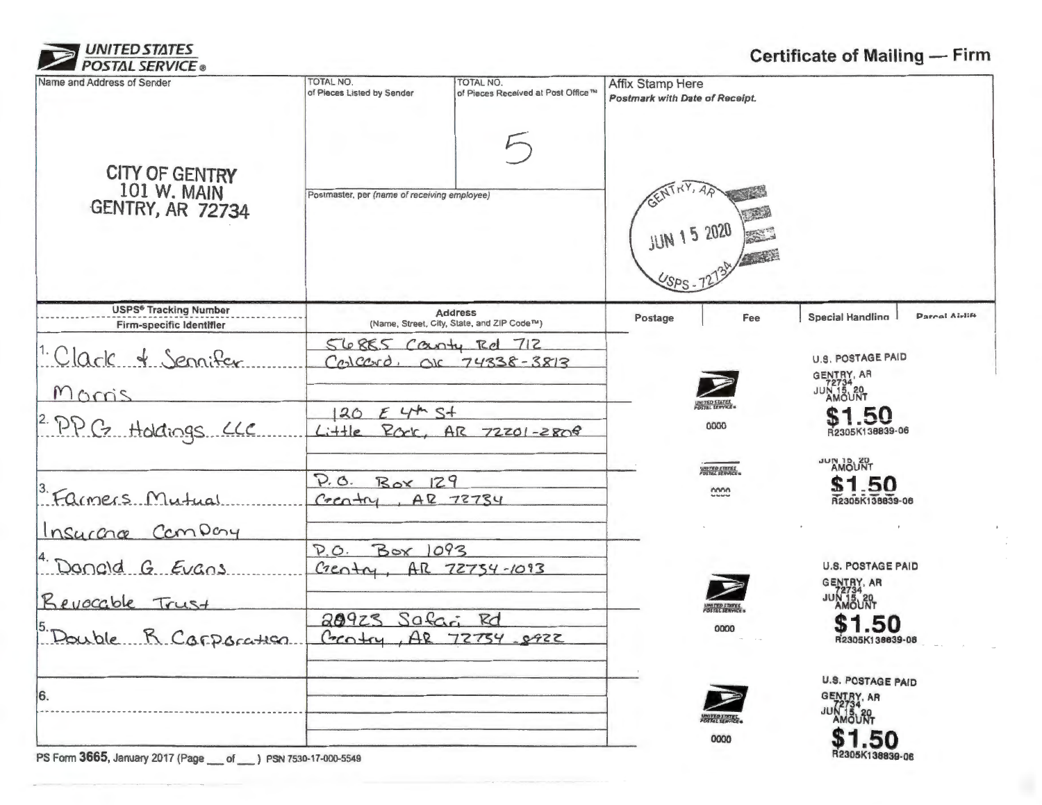**UNITED STATES POSTAL SERVICE®**

# Certificate of Mailing — Firm

| Name and Address of Sender | TOTAL NO. of Pieces Listed by Sender | TOTAL NO. of Pieces Received at Post Office™ | Affix Stamp Here *Postmark with Date of Receipt.* |
|---|---|---|---|
| CITY OF GENTRY 101 W. MAIN GENTRY, AR 72734 | | 5 | GENTRY, AR JUN 15 2020 USPS - 72734 |
| | Postmaster, per *(name of receiving employee)* | | |

| USPS® Tracking Number / Firm-specific Identifier | Address (Name, Street, City, State, and ZIP Code™) | Postage | Fee | Special Handling | Parcel Airlift |
|---|---|---|---|---|---|
| 1. Clark & Jennifer Morris | 56865 County Rd 712 Colcord, OK 74338-3813 | | | | |
| 2. P.P.G. Holdings LLC | 120 E 4th St Little Rock, AR 72201-2808 | | 0000 | U.S. POSTAGE PAID GENTRY, AR 72734 JUN 15, 20 AMOUNT $1.50 R2305K138839-06 | |
| 3. Farmers Mutual Insurance Company | P.O. Box 129 Gentry, AR 72734 | | 0000 | JUN 15, 20 AMOUNT $1.50 R2305K138839-06 | |
| 4. Donald G. Evans Revocable Trust | P.O. Box 1093 Gentry, AR 72734-1093 | | | | |
| 5. Double R Corporation | 20923 Safari Rd Gentry, AR 72734-8422 | | 0000 | U.S. POSTAGE PAID GENTRY, AR 72734 JUN 15, 20 AMOUNT $1.50 R2305K138839-06 | |
| 6. | | | 0000 | U.S. POSTAGE PAID GENTRY, AR 72734 JUN 15, 20 AMOUNT $1.50 R2305K138839-06 | |

PS Form **3665**, January 2017 (Page ___ of ___) PSN 7530-17-000-5549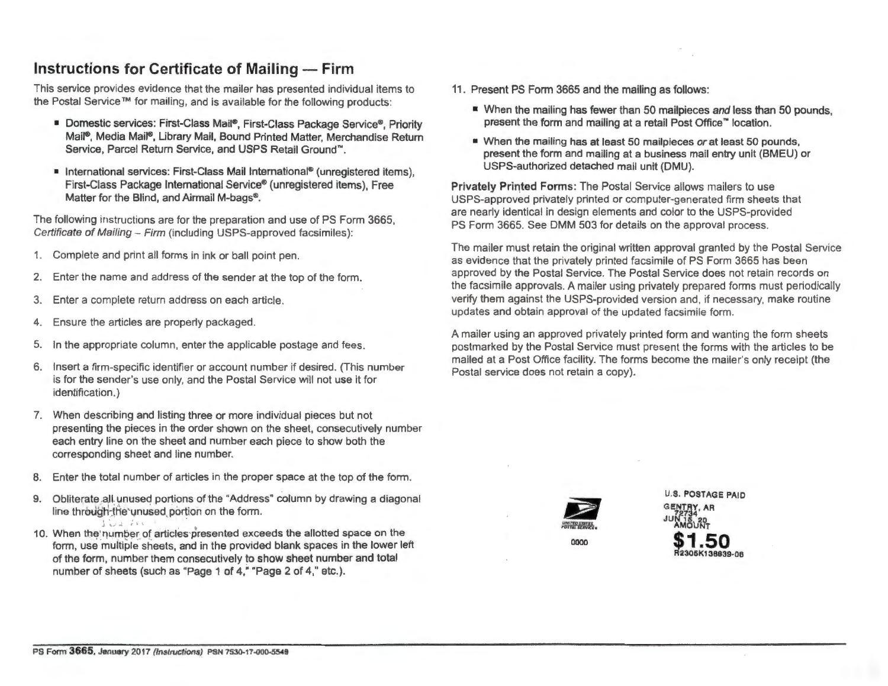## Instructions for Certificate of Mailing — Firm

This service provides evidence that the mailer has presented individual items to the Postal Service™ for mailing, and is available for the following products:

- **Domestic services: First-Class Mail®, First-Class Package Service®, Priority Mail®, Media Mail®, Library Mail, Bound Printed Matter, Merchandise Return Service, Parcel Return Service, and USPS Retail Ground™.**
- **International services: First-Class Mail International® (unregistered items), First-Class Package International Service® (unregistered items), Free Matter for the Blind, and Airmail M-bags®.**

The following instructions are for the preparation and use of PS Form 3665, *Certificate of Mailing – Firm* (including USPS-approved facsimiles):

1. Complete and print all forms in ink or ball point pen.
2. Enter the name and address of the sender at the top of the form.
3. Enter a complete return address on each article.
4. Ensure the articles are properly packaged.
5. In the appropriate column, enter the applicable postage and fees.
6. Insert a firm-specific identifier or account number if desired. (This number is for the sender's use only, and the Postal Service will not use it for identification.)
7. When describing and listing three or more individual pieces but not presenting the pieces in the order shown on the sheet, consecutively number each entry line on the sheet and number each piece to show both the corresponding sheet and line number.
8. Enter the total number of articles in the proper space at the top of the form.
9. Obliterate all unused portions of the "Address" column by drawing a diagonal line through the unused portion on the form.
10. When the number of articles presented exceeds the allotted space on the form, use multiple sheets, and in the provided blank spaces in the lower left of the form, number them consecutively to show sheet number and total number of sheets (such as "Page 1 of 4," "Page 2 of 4," etc.).
11. Present PS Form 3665 and the mailing as follows:
    - When the mailing has fewer than 50 mailpieces *and* less than 50 pounds, present the form and mailing at a retail Post Office™ location.
    - When the mailing has at least 50 mailpieces *or* at least 50 pounds, present the form and mailing at a business mail entry unit (BMEU) or USPS-authorized detached mail unit (DMU).

**Privately Printed Forms:** The Postal Service allows mailers to use USPS-approved privately printed or computer-generated firm sheets that are nearly identical in design elements and color to the USPS-provided PS Form 3665. See DMM 503 for details on the approval process.

The mailer must retain the original written approval granted by the Postal Service as evidence that the privately printed facsimile of PS Form 3665 has been approved by the Postal Service. The Postal Service does not retain records on the facsimile approvals. A mailer using privately prepared forms must periodically verify them against the USPS-provided version and, if necessary, make routine updates and obtain approval of the updated facsimile form.

A mailer using an approved privately printed form and wanting the form sheets postmarked by the Postal Service must present the forms with the articles to be mailed at a Post Office facility. The forms become the mailer's only receipt (the Postal service does not retain a copy).

UNITED STATES POSTAL SERVICE
0000

U.S. POSTAGE PAID
GENTRY, AR
72734
JUN 15, 20
AMOUNT
**$1.50**
R2305K138839-06

PS Form **3665**, January 2017 *(Instructions)* PSN 7530-17-000-5549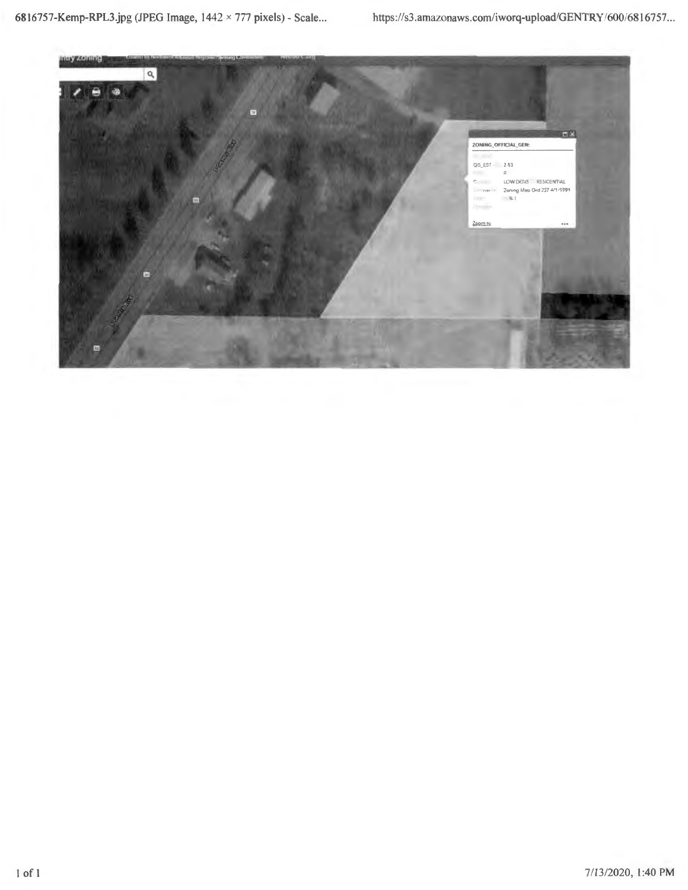ZONING_OFFICIAL_GEN:

GIS_EST 2.83

R

LOW DENS RESIDENTIAL

Zoning Map Ord 237 4/1/1991

R-1

Zoom to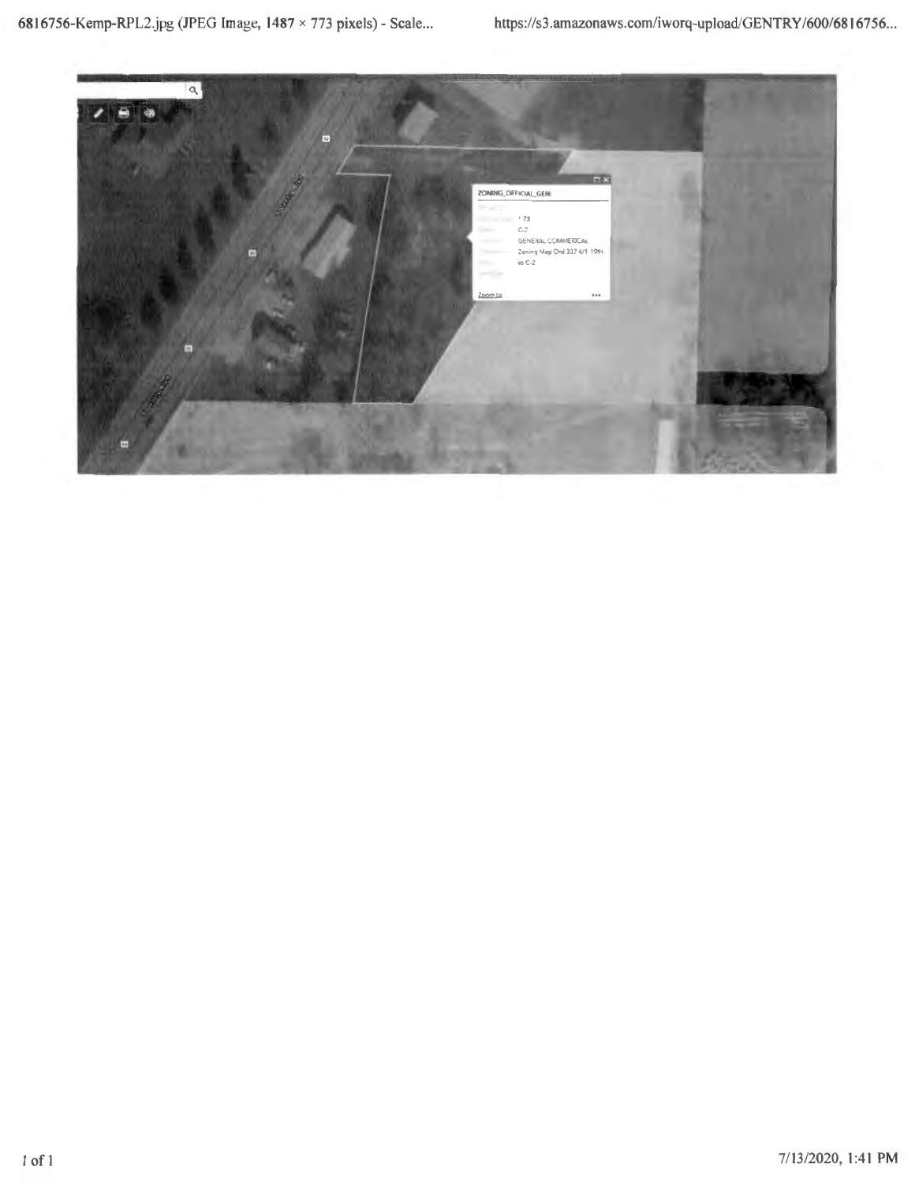ZONING_OFFICIAL_GEN:

1.73

C-2

GENERAL COMMERICAL

Zoning Map Ord 337 4/1 1991

to C-2

Zoom to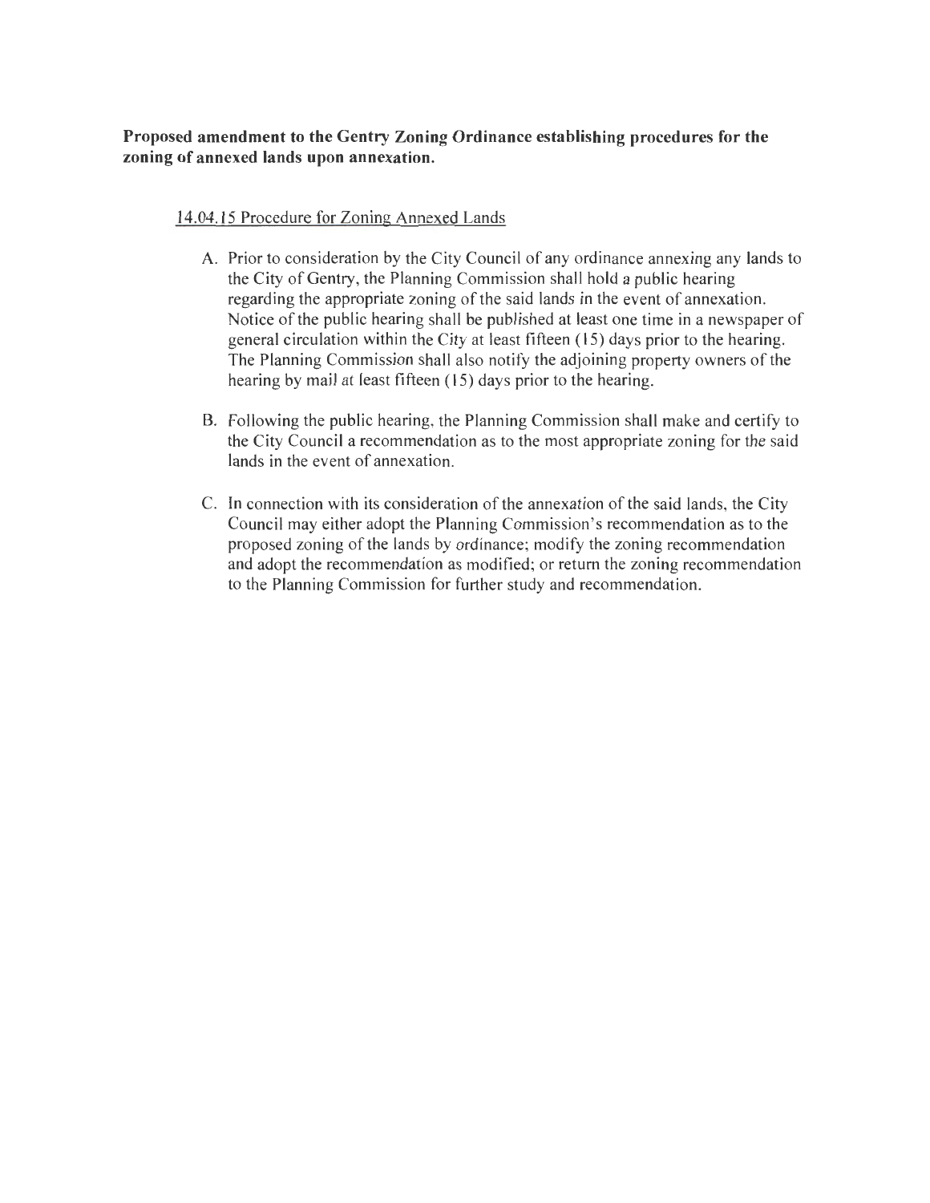**Proposed amendment to the Gentry Zoning Ordinance establishing procedures for the zoning of annexed lands upon annexation.**

14.04.15 Procedure for Zoning Annexed Lands

A. Prior to consideration by the City Council of any ordinance annexing any lands to the City of Gentry, the Planning Commission shall hold a public hearing regarding the appropriate zoning of the said lands in the event of annexation. Notice of the public hearing shall be published at least one time in a newspaper of general circulation within the City at least fifteen (15) days prior to the hearing. The Planning Commission shall also notify the adjoining property owners of the hearing by mail at least fifteen (15) days prior to the hearing.

B. Following the public hearing, the Planning Commission shall make and certify to the City Council a recommendation as to the most appropriate zoning for the said lands in the event of annexation.

C. In connection with its consideration of the annexation of the said lands, the City Council may either adopt the Planning Commission's recommendation as to the proposed zoning of the lands by ordinance; modify the zoning recommendation and adopt the recommendation as modified; or return the zoning recommendation to the Planning Commission for further study and recommendation.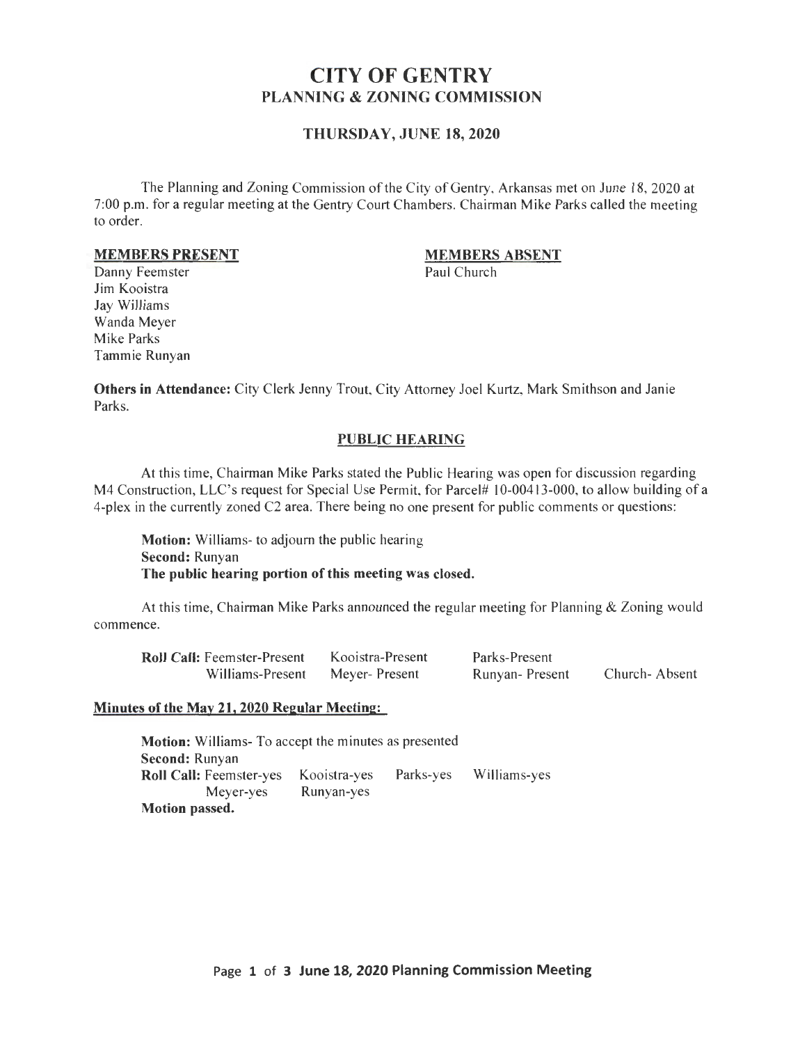# CITY OF GENTRY
## PLANNING & ZONING COMMISSION

### THURSDAY, JUNE 18, 2020

The Planning and Zoning Commission of the City of Gentry, Arkansas met on June 18, 2020 at 7:00 p.m. for a regular meeting at the Gentry Court Chambers. Chairman Mike Parks called the meeting to order.

| **MEMBERS PRESENT** | **MEMBERS ABSENT** |
|---|---|
| Danny Feemster | Paul Church |
| Jim Kooistra | |
| Jay Williams | |
| Wanda Meyer | |
| Mike Parks | |
| Tammie Runyan | |

**Others in Attendance:** City Clerk Jenny Trout, City Attorney Joel Kurtz, Mark Smithson and Janie Parks.

### PUBLIC HEARING

At this time, Chairman Mike Parks stated the Public Hearing was open for discussion regarding M4 Construction, LLC's request for Special Use Permit, for Parcel# 10-00413-000, to allow building of a 4-plex in the currently zoned C2 area. There being no one present for public comments or questions:

**Motion:** Williams- to adjourn the public hearing
**Second:** Runyan
**The public hearing portion of this meeting was closed.**

At this time, Chairman Mike Parks announced the regular meeting for Planning & Zoning would commence.

| **Roll Call:** Feemster-Present | Kooistra-Present | Parks-Present | |
|---|---|---|---|
| Williams-Present | Meyer- Present | Runyan- Present | Church- Absent |

**Minutes of the May 21, 2020 Regular Meeting:**

**Motion:** Williams- To accept the minutes as presented
**Second:** Runyan
**Roll Call:** Feemster-yes Kooistra-yes Parks-yes Williams-yes
Meyer-yes Runyan-yes
**Motion passed.**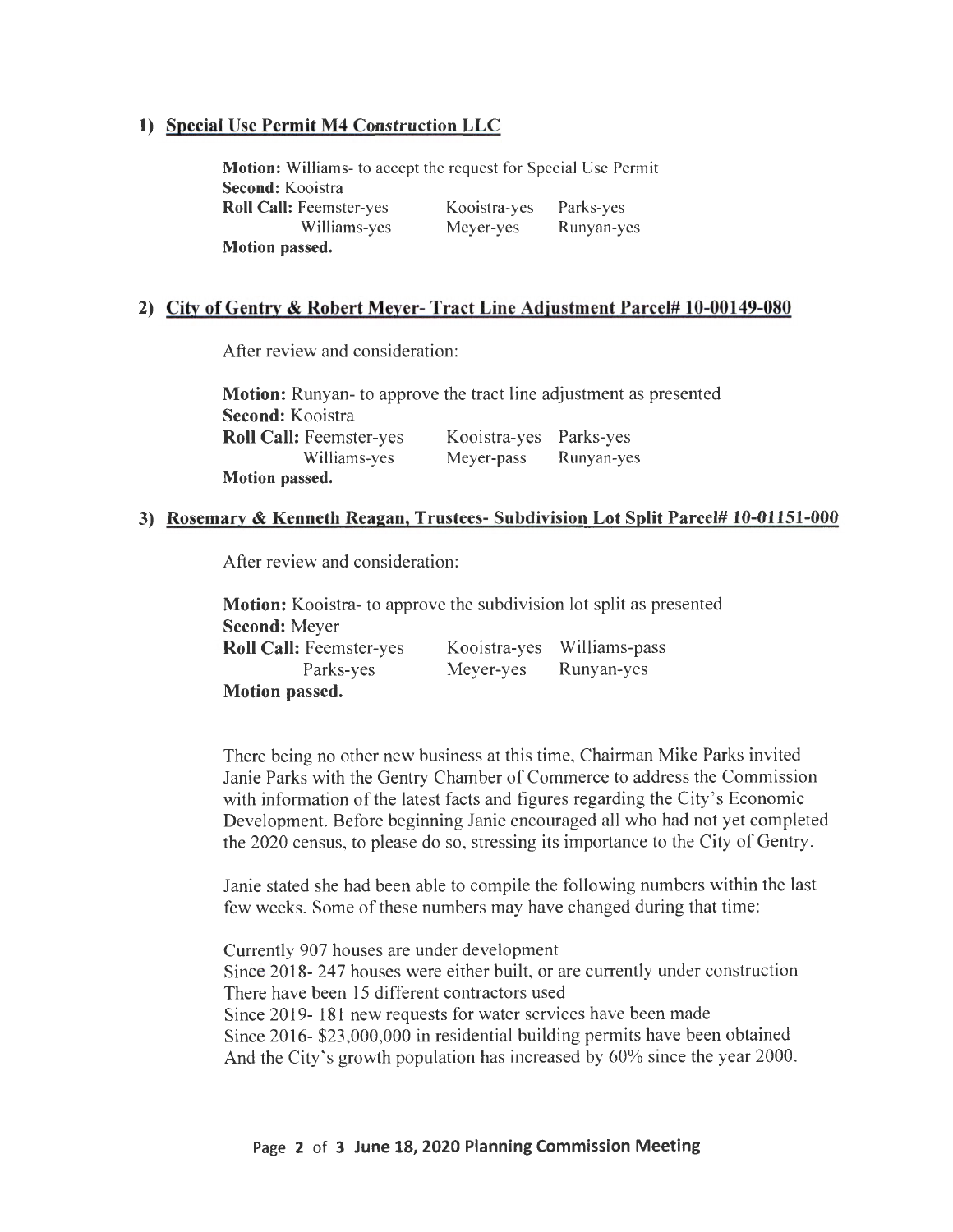### 1) Special Use Permit M4 Construction LLC

**Motion:** Williams- to accept the request for Special Use Permit
**Second:** Kooistra
**Roll Call:** Feemster-yes Kooistra-yes Parks-yes
Williams-yes Meyer-yes Runyan-yes
**Motion passed.**

### 2) City of Gentry & Robert Meyer- Tract Line Adjustment Parcel# 10-00149-080

After review and consideration:

**Motion:** Runyan- to approve the tract line adjustment as presented
**Second:** Kooistra
**Roll Call:** Feemster-yes Kooistra-yes Parks-yes
Williams-yes Meyer-pass Runyan-yes
**Motion passed.**

### 3) Rosemary & Kenneth Reagan, Trustees- Subdivision Lot Split Parcel# 10-01151-000

After review and consideration:

**Motion:** Kooistra- to approve the subdivision lot split as presented
**Second:** Meyer
**Roll Call:** Feemster-yes Kooistra-yes Williams-pass
Parks-yes Meyer-yes Runyan-yes
**Motion passed.**

There being no other new business at this time, Chairman Mike Parks invited Janie Parks with the Gentry Chamber of Commerce to address the Commission with information of the latest facts and figures regarding the City's Economic Development. Before beginning Janie encouraged all who had not yet completed the 2020 census, to please do so, stressing its importance to the City of Gentry.

Janie stated she had been able to compile the following numbers within the last few weeks. Some of these numbers may have changed during that time:

Currently 907 houses are under development
Since 2018- 247 houses were either built, or are currently under construction
There have been 15 different contractors used
Since 2019- 181 new requests for water services have been made
Since 2016- $23,000,000 in residential building permits have been obtained
And the City's growth population has increased by 60% since the year 2000.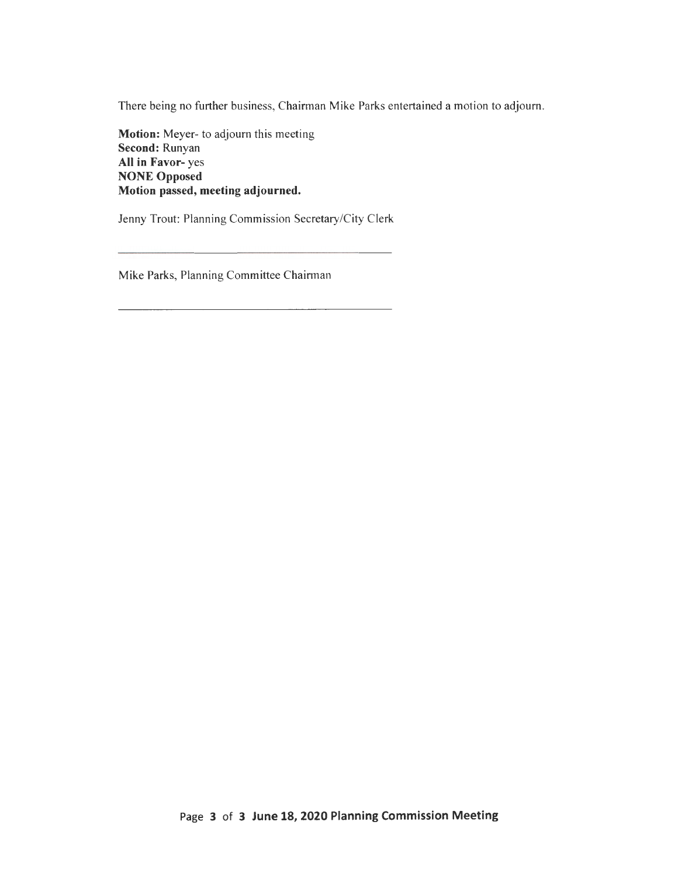There being no further business, Chairman Mike Parks entertained a motion to adjourn.

**Motion:** Meyer- to adjourn this meeting
**Second:** Runyan
**All in Favor-** yes
**NONE Opposed**
**Motion passed, meeting adjourned.**

Jenny Trout: Planning Commission Secretary/City Clerk

\_\_\_\_\_\_\_\_\_\_\_\_\_\_\_\_\_\_\_\_\_\_\_\_\_\_\_\_\_\_\_\_\_\_\_\_\_\_\_\_

Mike Parks, Planning Committee Chairman

\_\_\_\_\_\_\_\_\_\_\_\_\_\_\_\_\_\_\_\_\_\_\_\_\_\_\_\_\_\_\_\_\_\_\_\_\_\_\_\_